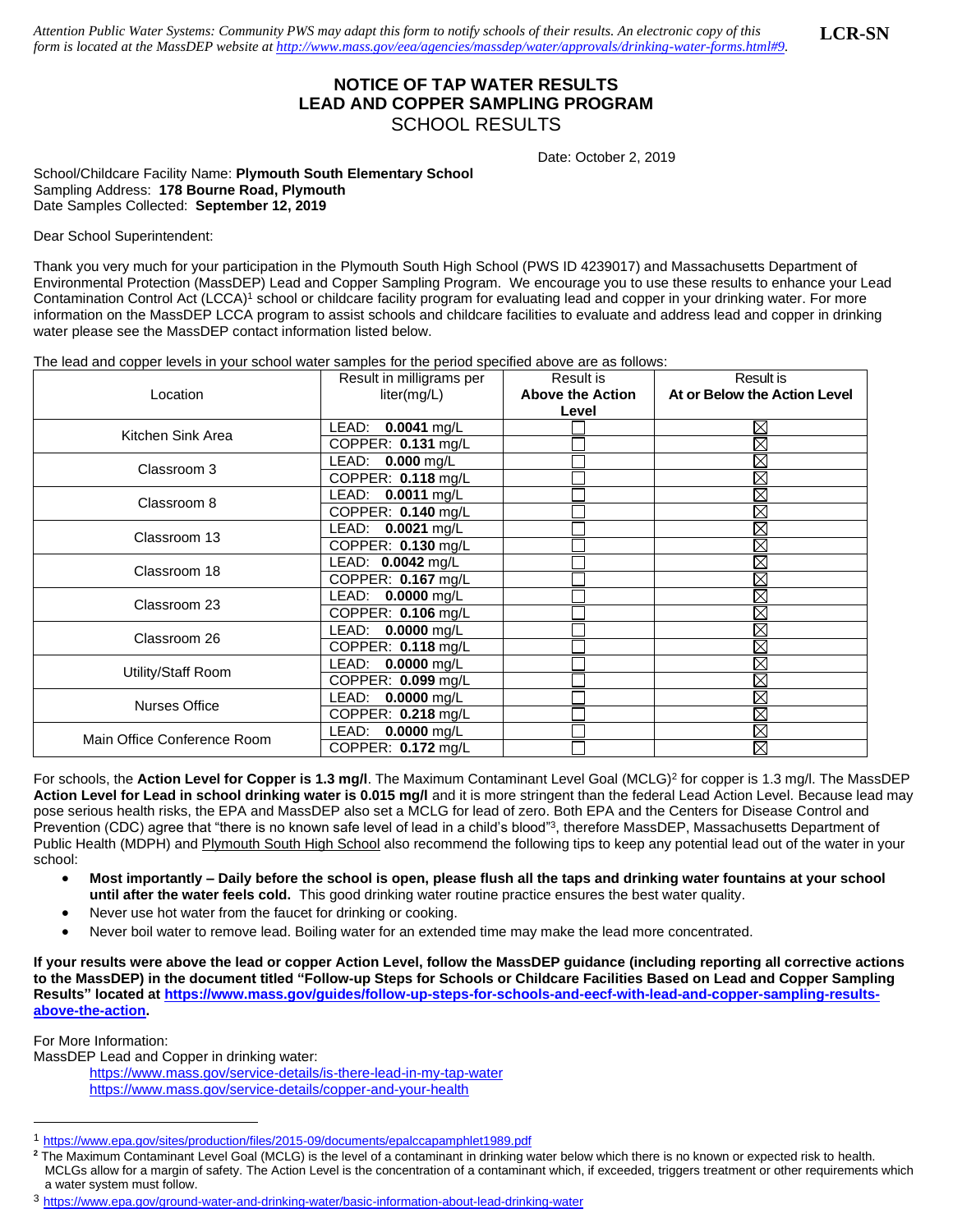*Attention Public Water Systems: Community PWS may adapt this form to notify schools of their results. An electronic copy of this form is located at the MassDEP website at [http://www.mass.gov/eea/agencies/massdep/water/approvals/drinking-water-forms.html#9](http://www.mass.gov/eea/agencies/massdep/water/approvals/drinking-water-forms.html#9).*

**LCR-SN**

# NOTICE OF TAP WATER RESULTS
# LEAD AND COPPER SAMPLING PROGRAM
## SCHOOL RESULTS

Date: October 2, 2019

School/Childcare Facility Name: **Plymouth South Elementary School**
Sampling Address: **178 Bourne Road, Plymouth**
Date Samples Collected: **September 12, 2019**

Dear School Superintendent:

Thank you very much for your participation in the Plymouth South High School (PWS ID 4239017) and Massachusetts Department of Environmental Protection (MassDEP) Lead and Copper Sampling Program. We encourage you to use these results to enhance your Lead Contamination Control Act (LCCA)[1] school or childcare facility program for evaluating lead and copper in your drinking water. For more information on the MassDEP LCCA program to assist schools and childcare facilities to evaluate and address lead and copper in drinking water please see the MassDEP contact information listed below.

The lead and copper levels in your school water samples for the period specified above are as follows:

| Location | Result in milligrams per liter(mg/L) | Result is **Above the Action Level** | Result is **At or Below the Action Level** |
|---|---|---|---|
| Kitchen Sink Area | LEAD: **0.0041** mg/L | ☐ | ☒ |
| | COPPER: **0.131** mg/L | ☐ | ☒ |
| Classroom 3 | LEAD: **0.000** mg/L | ☐ | ☒ |
| | COPPER: **0.118** mg/L | ☐ | ☒ |
| Classroom 8 | LEAD: **0.0011** mg/L | ☐ | ☒ |
| | COPPER: **0.140** mg/L | ☐ | ☒ |
| Classroom 13 | LEAD: **0.0021** mg/L | ☐ | ☒ |
| | COPPER: **0.130** mg/L | ☐ | ☒ |
| Classroom 18 | LEAD: **0.0042** mg/L | ☐ | ☒ |
| | COPPER: **0.167** mg/L | ☐ | ☒ |
| Classroom 23 | LEAD: **0.0000** mg/L | ☐ | ☒ |
| | COPPER: **0.106** mg/L | ☐ | ☒ |
| Classroom 26 | LEAD: **0.0000** mg/L | ☐ | ☒ |
| | COPPER: **0.118** mg/L | ☐ | ☒ |
| Utility/Staff Room | LEAD: **0.0000** mg/L | ☐ | ☒ |
| | COPPER: **0.099** mg/L | ☐ | ☒ |
| Nurses Office | LEAD: **0.0000** mg/L | ☐ | ☒ |
| | COPPER: **0.218** mg/L | ☐ | ☒ |
| Main Office Conference Room | LEAD: **0.0000** mg/L | ☐ | ☒ |
| | COPPER: **0.172** mg/L | ☐ | ☒ |

For schools, the **Action Level for Copper is 1.3 mg/l**. The Maximum Contaminant Level Goal (MCLG)[2] for copper is 1.3 mg/l. The MassDEP **Action Level for Lead in school drinking water is 0.015 mg/l** and it is more stringent than the federal Lead Action Level. Because lead may pose serious health risks, the EPA and MassDEP also set a MCLG for lead of zero. Both EPA and the Centers for Disease Control and Prevention (CDC) agree that "there is no known safe level of lead in a child's blood"[3], therefore MassDEP, Massachusetts Department of Public Health (MDPH) and Plymouth South High School also recommend the following tips to keep any potential lead out of the water in your school:

- **Most importantly – Daily before the school is open, please flush all the taps and drinking water fountains at your school until after the water feels cold.** This good drinking water routine practice ensures the best water quality.
- Never use hot water from the faucet for drinking or cooking.
- Never boil water to remove lead. Boiling water for an extended time may make the lead more concentrated.

**If your results were above the lead or copper Action Level, follow the MassDEP guidance (including reporting all corrective actions to the MassDEP) in the document titled "Follow-up Steps for Schools or Childcare Facilities Based on Lead and Copper Sampling Results" located at [https://www.mass.gov/guides/follow-up-steps-for-schools-and-eecf-with-lead-and-copper-sampling-results-above-the-action](https://www.mass.gov/guides/follow-up-steps-for-schools-and-eecf-with-lead-and-copper-sampling-results-above-the-action).**

For More Information:
MassDEP Lead and Copper in drinking water:

[https://www.mass.gov/service-details/is-there-lead-in-my-tap-water](https://www.mass.gov/service-details/is-there-lead-in-my-tap-water)
[https://www.mass.gov/service-details/copper-and-your-health](https://www.mass.gov/service-details/copper-and-your-health)

---

[1] [https://www.epa.gov/sites/production/files/2015-09/documents/epalccapamphlet1989.pdf](https://www.epa.gov/sites/production/files/2015-09/documents/epalccapamphlet1989.pdf)

[2] The Maximum Contaminant Level Goal (MCLG) is the level of a contaminant in drinking water below which there is no known or expected risk to health. MCLGs allow for a margin of safety. The Action Level is the concentration of a contaminant which, if exceeded, triggers treatment or other requirements which a water system must follow.

[3] [https://www.epa.gov/ground-water-and-drinking-water/basic-information-about-lead-drinking-water](https://www.epa.gov/ground-water-and-drinking-water/basic-information-about-lead-drinking-water)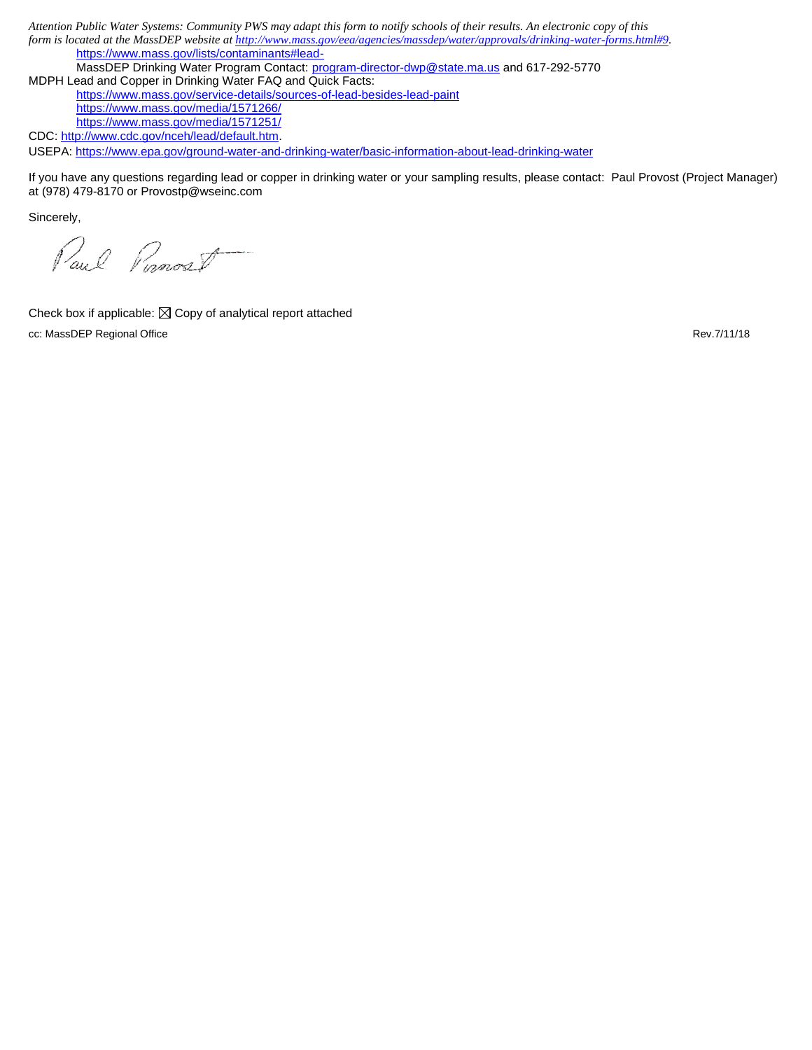*Attention Public Water Systems: Community PWS may adapt this form to notify schools of their results. An electronic copy of this form is located at the MassDEP website at http://www.mass.gov/eea/agencies/massdep/water/approvals/drinking-water-forms.html#9.*

https://www.mass.gov/lists/contaminants#lead-

MassDEP Drinking Water Program Contact: program-director-dwp@state.ma.us and 617-292-5770

MDPH Lead and Copper in Drinking Water FAQ and Quick Facts:

https://www.mass.gov/service-details/sources-of-lead-besides-lead-paint
https://www.mass.gov/media/1571266/
https://www.mass.gov/media/1571251/

CDC: http://www.cdc.gov/nceh/lead/default.htm.

USEPA: https://www.epa.gov/ground-water-and-drinking-water/basic-information-about-lead-drinking-water

If you have any questions regarding lead or copper in drinking water or your sampling results, please contact: Paul Provost (Project Manager) at (978) 479-8170 or Provostp@wseinc.com

Sincerely,

Paul Provost

Check box if applicable: ☒ Copy of analytical report attached

cc: MassDEP Regional Office

Rev.7/11/18